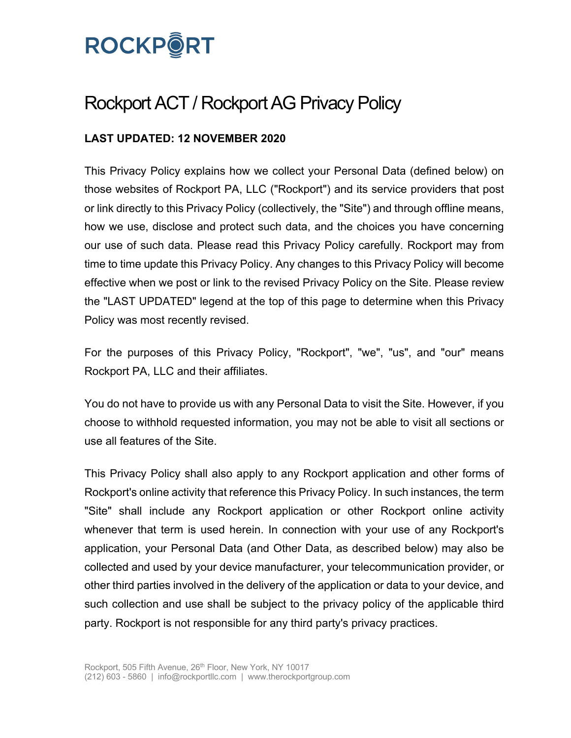ROCKPORT

# Rockport ACT / Rockport AG Privacy Policy

**LAST UPDATED: 12 NOVEMBER 2020**

This Privacy Policy explains how we collect your Personal Data (defined below) on those websites of Rockport PA, LLC ("Rockport") and its service providers that post or link directly to this Privacy Policy (collectively, the "Site") and through offline means, how we use, disclose and protect such data, and the choices you have concerning our use of such data. Please read this Privacy Policy carefully. Rockport may from time to time update this Privacy Policy. Any changes to this Privacy Policy will become effective when we post or link to the revised Privacy Policy on the Site. Please review the "LAST UPDATED" legend at the top of this page to determine when this Privacy Policy was most recently revised.

For the purposes of this Privacy Policy, "Rockport", "we", "us", and "our" means Rockport PA, LLC and their affiliates.

You do not have to provide us with any Personal Data to visit the Site. However, if you choose to withhold requested information, you may not be able to visit all sections or use all features of the Site.

This Privacy Policy shall also apply to any Rockport application and other forms of Rockport's online activity that reference this Privacy Policy. In such instances, the term "Site" shall include any Rockport application or other Rockport online activity whenever that term is used herein. In connection with your use of any Rockport's application, your Personal Data (and Other Data, as described below) may also be collected and used by your device manufacturer, your telecommunication provider, or other third parties involved in the delivery of the application or data to your device, and such collection and use shall be subject to the privacy policy of the applicable third party. Rockport is not responsible for any third party's privacy practices.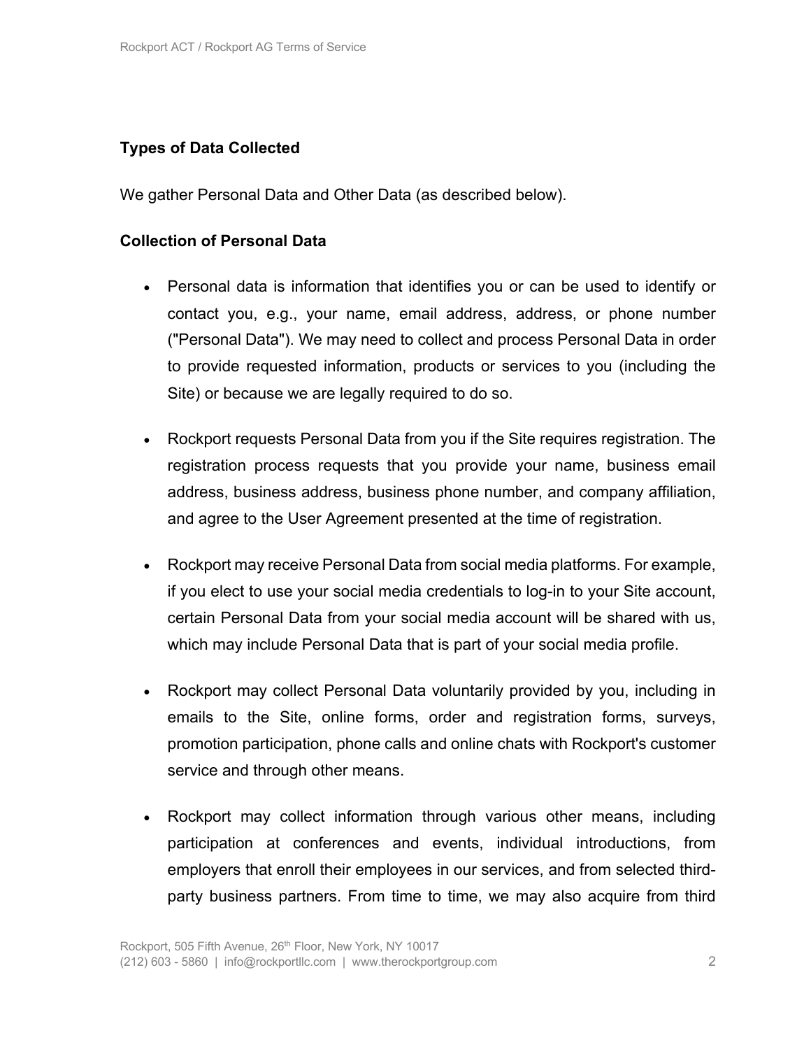**Types of Data Collected**

We gather Personal Data and Other Data (as described below).

**Collection of Personal Data**

- Personal data is information that identifies you or can be used to identify or contact you, e.g., your name, email address, address, or phone number ("Personal Data"). We may need to collect and process Personal Data in order to provide requested information, products or services to you (including the Site) or because we are legally required to do so.

- Rockport requests Personal Data from you if the Site requires registration. The registration process requests that you provide your name, business email address, business address, business phone number, and company affiliation, and agree to the User Agreement presented at the time of registration.

- Rockport may receive Personal Data from social media platforms. For example, if you elect to use your social media credentials to log-in to your Site account, certain Personal Data from your social media account will be shared with us, which may include Personal Data that is part of your social media profile.

- Rockport may collect Personal Data voluntarily provided by you, including in emails to the Site, online forms, order and registration forms, surveys, promotion participation, phone calls and online chats with Rockport's customer service and through other means.

- Rockport may collect information through various other means, including participation at conferences and events, individual introductions, from employers that enroll their employees in our services, and from selected third-party business partners. From time to time, we may also acquire from third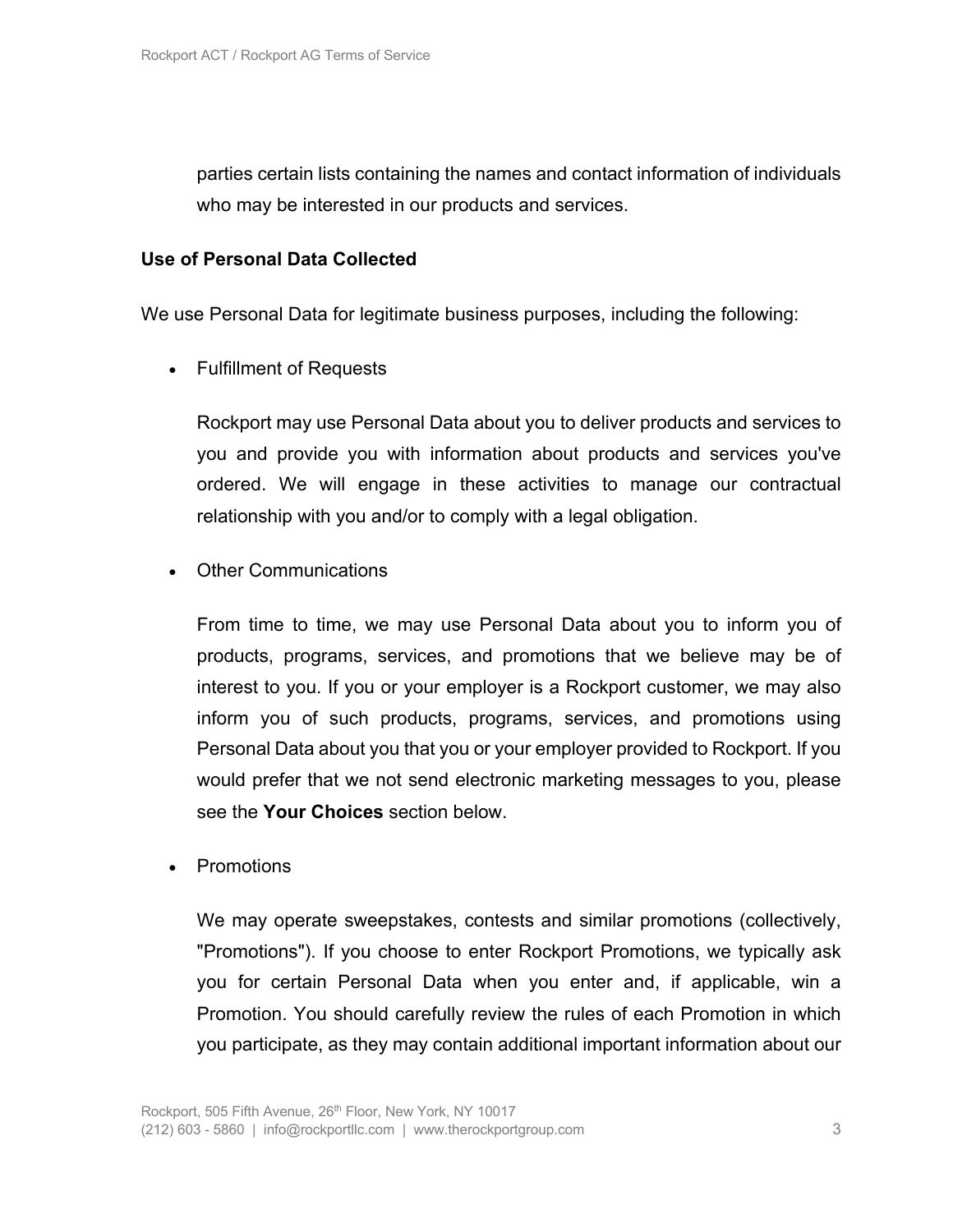parties certain lists containing the names and contact information of individuals who may be interested in our products and services.

**Use of Personal Data Collected**

We use Personal Data for legitimate business purposes, including the following:

- Fulfillment of Requests

  Rockport may use Personal Data about you to deliver products and services to you and provide you with information about products and services you've ordered. We will engage in these activities to manage our contractual relationship with you and/or to comply with a legal obligation.

- Other Communications

  From time to time, we may use Personal Data about you to inform you of products, programs, services, and promotions that we believe may be of interest to you. If you or your employer is a Rockport customer, we may also inform you of such products, programs, services, and promotions using Personal Data about you that you or your employer provided to Rockport. If you would prefer that we not send electronic marketing messages to you, please see the **Your Choices** section below.

- Promotions

  We may operate sweepstakes, contests and similar promotions (collectively, "Promotions"). If you choose to enter Rockport Promotions, we typically ask you for certain Personal Data when you enter and, if applicable, win a Promotion. You should carefully review the rules of each Promotion in which you participate, as they may contain additional important information about our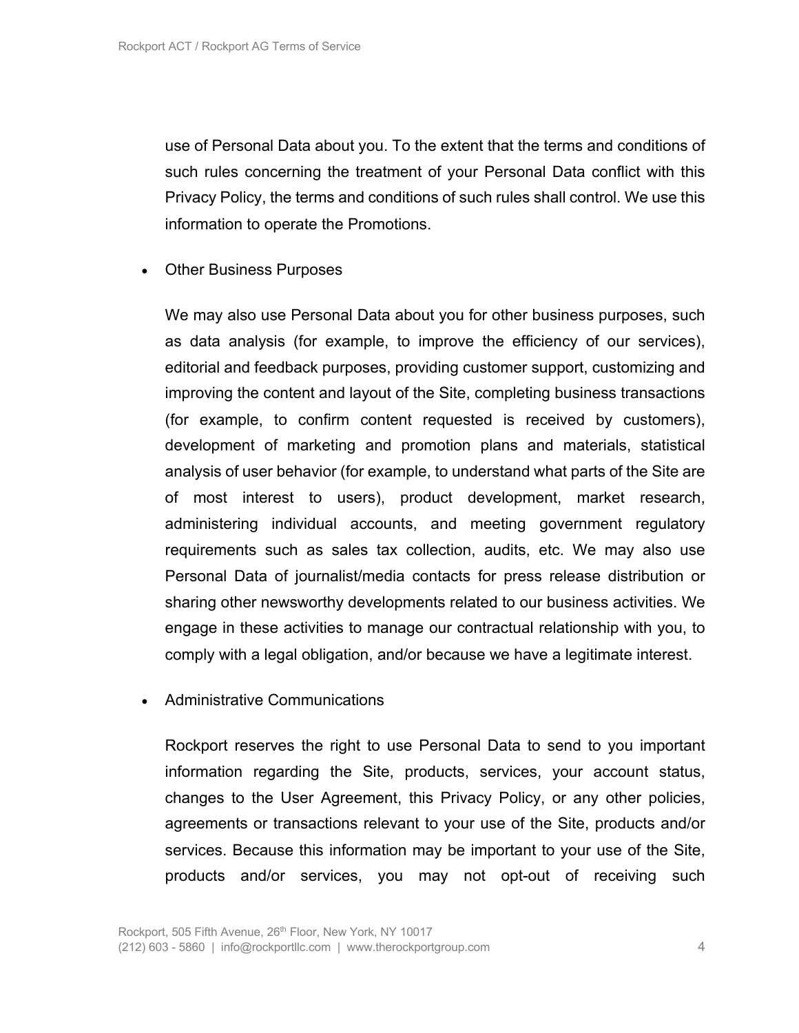use of Personal Data about you. To the extent that the terms and conditions of such rules concerning the treatment of your Personal Data conflict with this Privacy Policy, the terms and conditions of such rules shall control. We use this information to operate the Promotions.

- Other Business Purposes

  We may also use Personal Data about you for other business purposes, such as data analysis (for example, to improve the efficiency of our services), editorial and feedback purposes, providing customer support, customizing and improving the content and layout of the Site, completing business transactions (for example, to confirm content requested is received by customers), development of marketing and promotion plans and materials, statistical analysis of user behavior (for example, to understand what parts of the Site are of most interest to users), product development, market research, administering individual accounts, and meeting government regulatory requirements such as sales tax collection, audits, etc. We may also use Personal Data of journalist/media contacts for press release distribution or sharing other newsworthy developments related to our business activities. We engage in these activities to manage our contractual relationship with you, to comply with a legal obligation, and/or because we have a legitimate interest.

- Administrative Communications

  Rockport reserves the right to use Personal Data to send to you important information regarding the Site, products, services, your account status, changes to the User Agreement, this Privacy Policy, or any other policies, agreements or transactions relevant to your use of the Site, products and/or services. Because this information may be important to your use of the Site, products and/or services, you may not opt-out of receiving such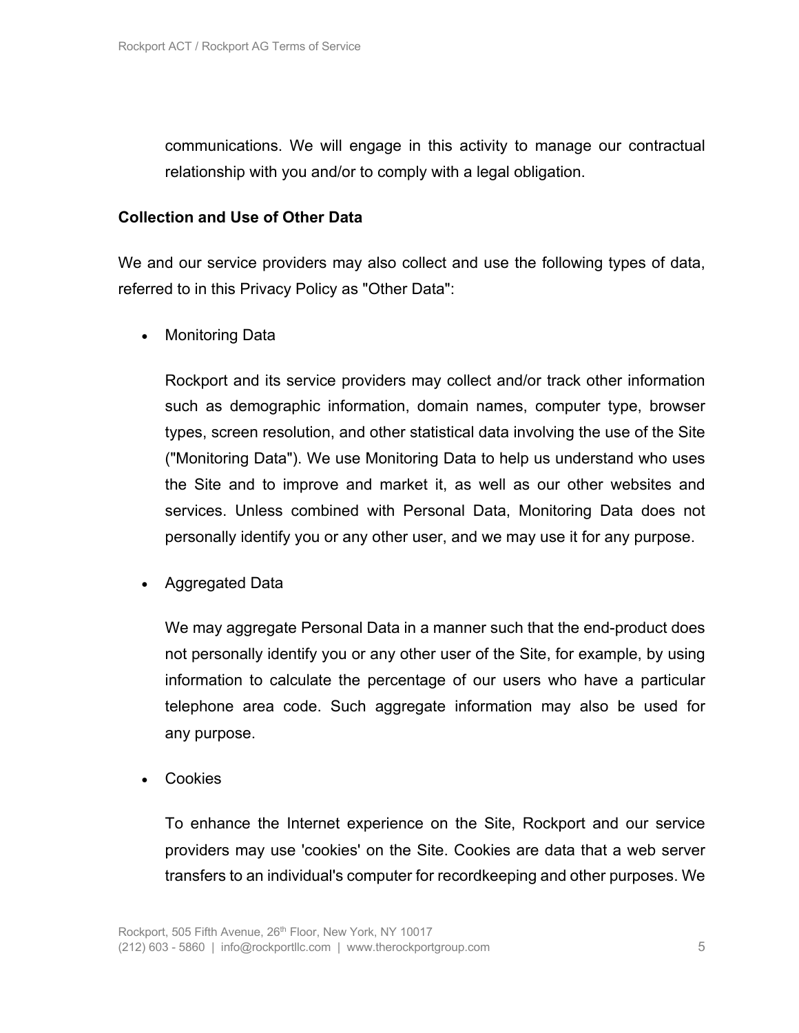communications. We will engage in this activity to manage our contractual relationship with you and/or to comply with a legal obligation.

**Collection and Use of Other Data**

We and our service providers may also collect and use the following types of data, referred to in this Privacy Policy as "Other Data":

- Monitoring Data

  Rockport and its service providers may collect and/or track other information such as demographic information, domain names, computer type, browser types, screen resolution, and other statistical data involving the use of the Site ("Monitoring Data"). We use Monitoring Data to help us understand who uses the Site and to improve and market it, as well as our other websites and services. Unless combined with Personal Data, Monitoring Data does not personally identify you or any other user, and we may use it for any purpose.

- Aggregated Data

  We may aggregate Personal Data in a manner such that the end-product does not personally identify you or any other user of the Site, for example, by using information to calculate the percentage of our users who have a particular telephone area code. Such aggregate information may also be used for any purpose.

- Cookies

  To enhance the Internet experience on the Site, Rockport and our service providers may use 'cookies' on the Site. Cookies are data that a web server transfers to an individual's computer for recordkeeping and other purposes. We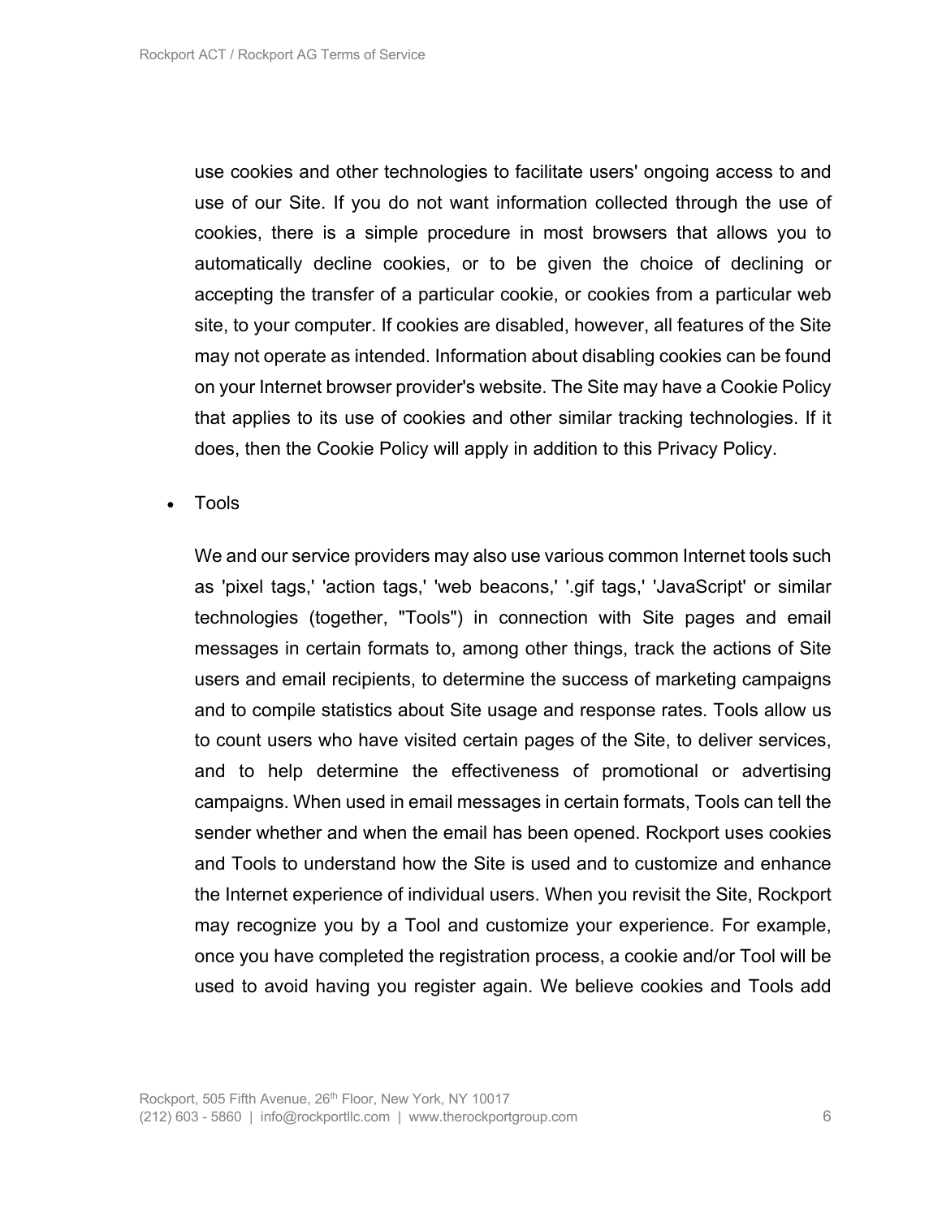use cookies and other technologies to facilitate users' ongoing access to and use of our Site. If you do not want information collected through the use of cookies, there is a simple procedure in most browsers that allows you to automatically decline cookies, or to be given the choice of declining or accepting the transfer of a particular cookie, or cookies from a particular web site, to your computer. If cookies are disabled, however, all features of the Site may not operate as intended. Information about disabling cookies can be found on your Internet browser provider's website. The Site may have a Cookie Policy that applies to its use of cookies and other similar tracking technologies. If it does, then the Cookie Policy will apply in addition to this Privacy Policy.

- Tools

  We and our service providers may also use various common Internet tools such as 'pixel tags,' 'action tags,' 'web beacons,' '.gif tags,' 'JavaScript' or similar technologies (together, "Tools") in connection with Site pages and email messages in certain formats to, among other things, track the actions of Site users and email recipients, to determine the success of marketing campaigns and to compile statistics about Site usage and response rates. Tools allow us to count users who have visited certain pages of the Site, to deliver services, and to help determine the effectiveness of promotional or advertising campaigns. When used in email messages in certain formats, Tools can tell the sender whether and when the email has been opened. Rockport uses cookies and Tools to understand how the Site is used and to customize and enhance the Internet experience of individual users. When you revisit the Site, Rockport may recognize you by a Tool and customize your experience. For example, once you have completed the registration process, a cookie and/or Tool will be used to avoid having you register again. We believe cookies and Tools add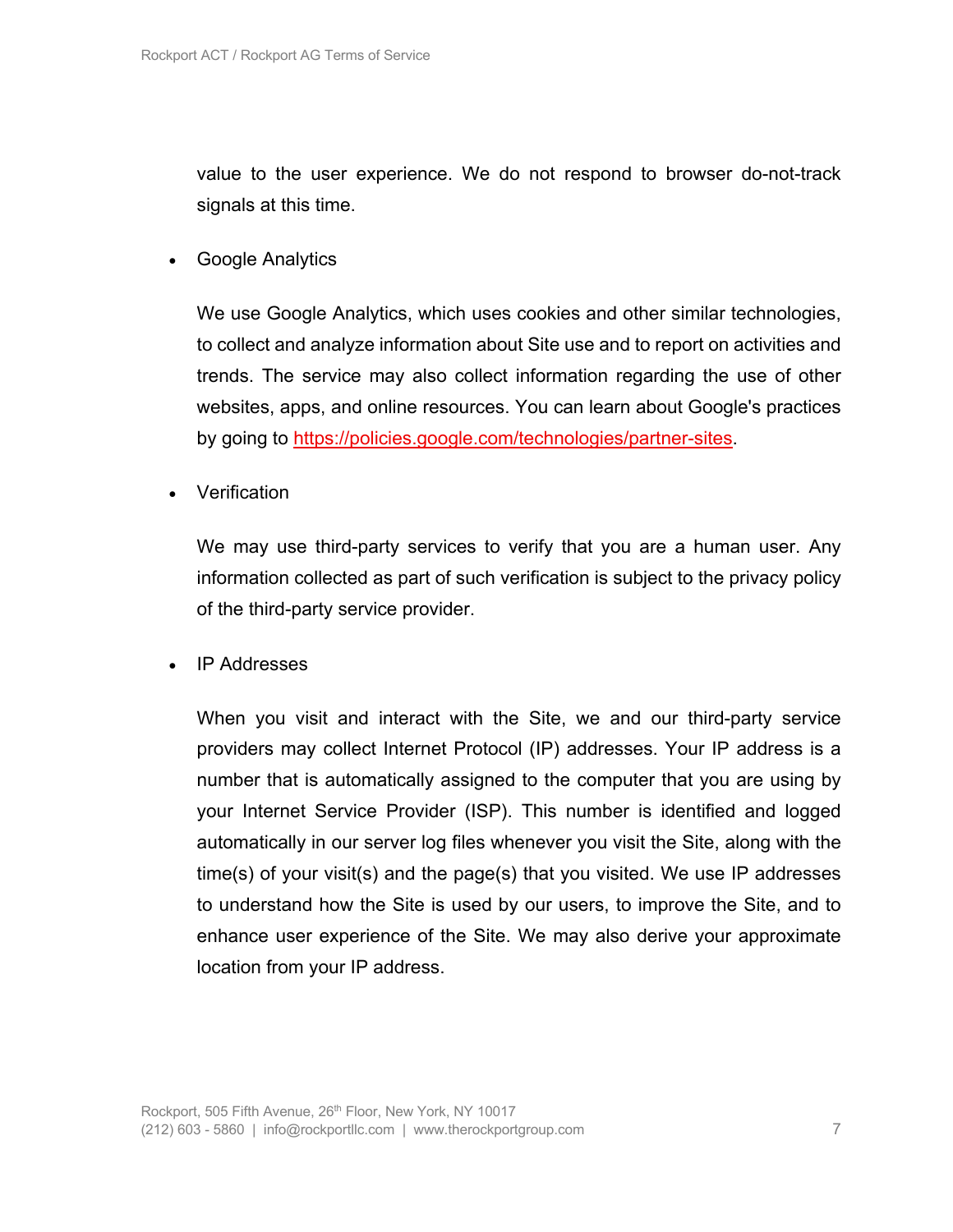value to the user experience. We do not respond to browser do-not-track signals at this time.

- Google Analytics

  We use Google Analytics, which uses cookies and other similar technologies, to collect and analyze information about Site use and to report on activities and trends. The service may also collect information regarding the use of other websites, apps, and online resources. You can learn about Google's practices by going to https://policies.google.com/technologies/partner-sites.

- Verification

  We may use third-party services to verify that you are a human user. Any information collected as part of such verification is subject to the privacy policy of the third-party service provider.

- IP Addresses

  When you visit and interact with the Site, we and our third-party service providers may collect Internet Protocol (IP) addresses. Your IP address is a number that is automatically assigned to the computer that you are using by your Internet Service Provider (ISP). This number is identified and logged automatically in our server log files whenever you visit the Site, along with the time(s) of your visit(s) and the page(s) that you visited. We use IP addresses to understand how the Site is used by our users, to improve the Site, and to enhance user experience of the Site. We may also derive your approximate location from your IP address.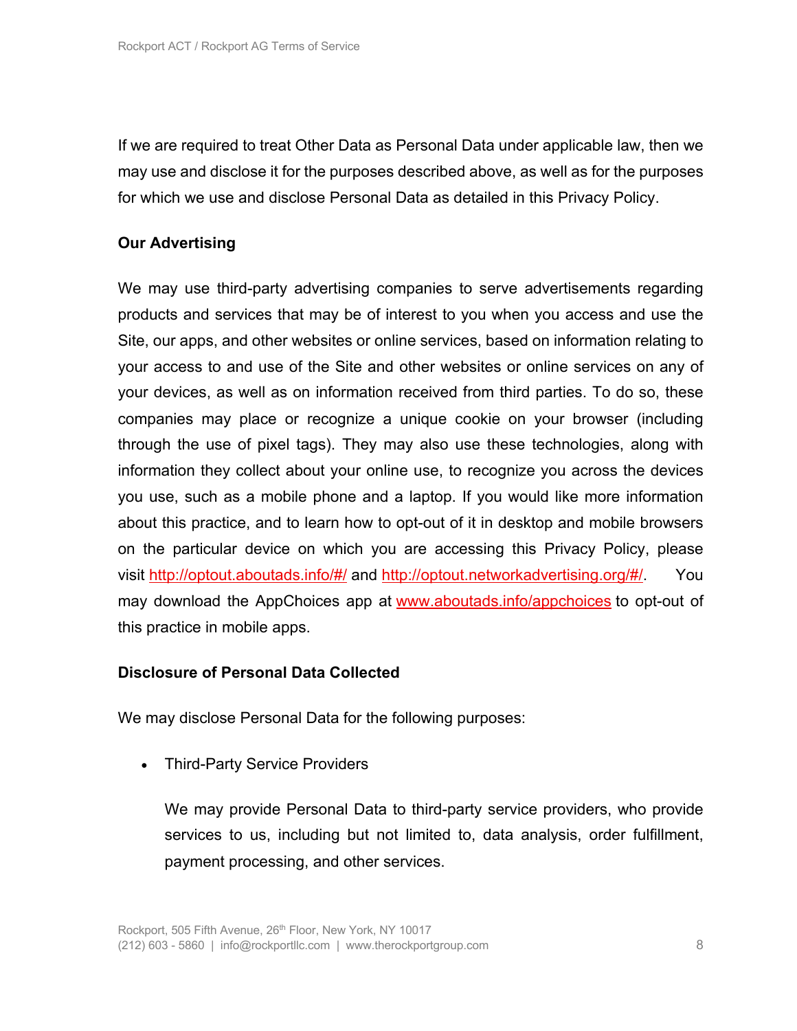If we are required to treat Other Data as Personal Data under applicable law, then we may use and disclose it for the purposes described above, as well as for the purposes for which we use and disclose Personal Data as detailed in this Privacy Policy.

**Our Advertising**

We may use third-party advertising companies to serve advertisements regarding products and services that may be of interest to you when you access and use the Site, our apps, and other websites or online services, based on information relating to your access to and use of the Site and other websites or online services on any of your devices, as well as on information received from third parties. To do so, these companies may place or recognize a unique cookie on your browser (including through the use of pixel tags). They may also use these technologies, along with information they collect about your online use, to recognize you across the devices you use, such as a mobile phone and a laptop. If you would like more information about this practice, and to learn how to opt-out of it in desktop and mobile browsers on the particular device on which you are accessing this Privacy Policy, please visit http://optout.aboutads.info/#/ and http://optout.networkadvertising.org/#/. You may download the AppChoices app at www.aboutads.info/appchoices to opt-out of this practice in mobile apps.

**Disclosure of Personal Data Collected**

We may disclose Personal Data for the following purposes:

- Third-Party Service Providers

  We may provide Personal Data to third-party service providers, who provide services to us, including but not limited to, data analysis, order fulfillment, payment processing, and other services.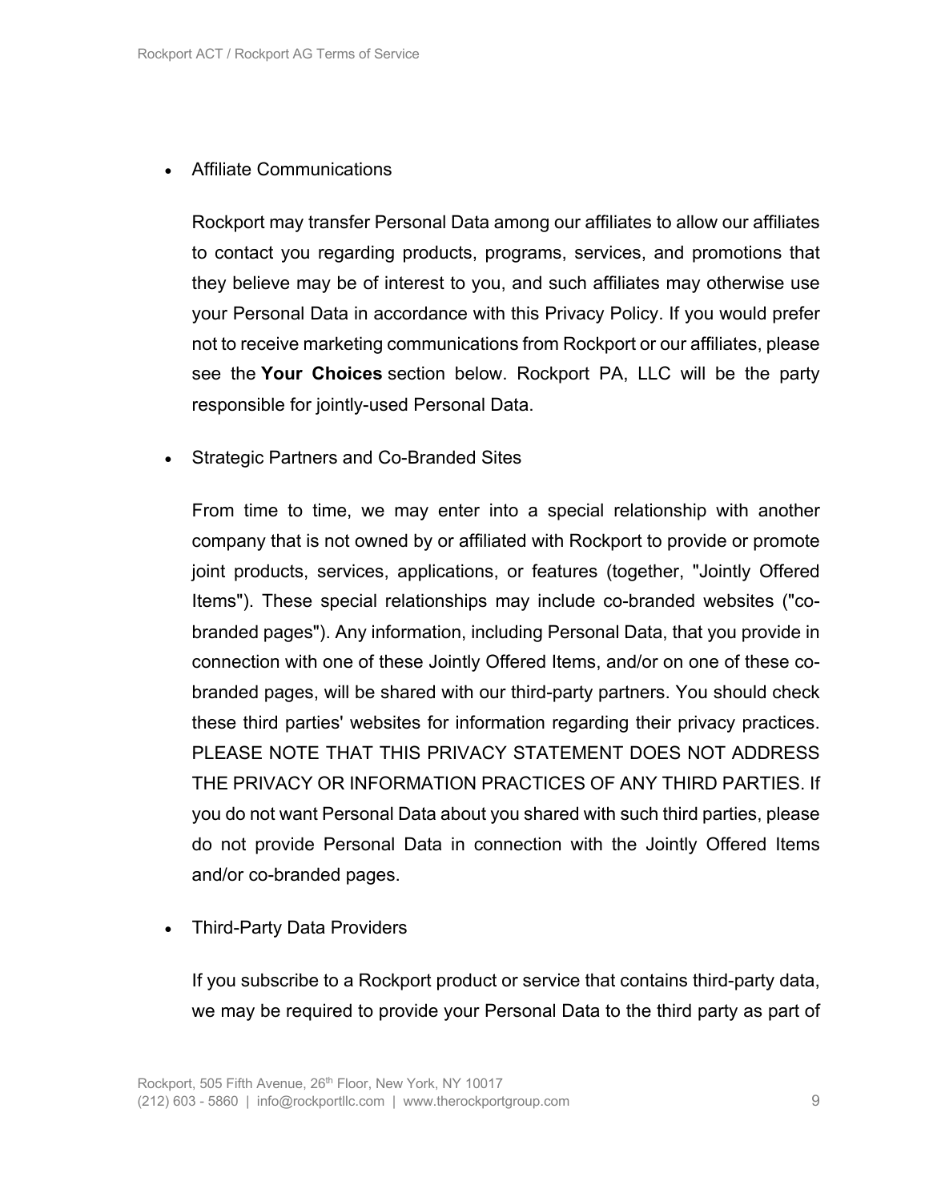- Affiliate Communications

  Rockport may transfer Personal Data among our affiliates to allow our affiliates to contact you regarding products, programs, services, and promotions that they believe may be of interest to you, and such affiliates may otherwise use your Personal Data in accordance with this Privacy Policy. If you would prefer not to receive marketing communications from Rockport or our affiliates, please see the **Your Choices** section below. Rockport PA, LLC will be the party responsible for jointly-used Personal Data.

- Strategic Partners and Co-Branded Sites

  From time to time, we may enter into a special relationship with another company that is not owned by or affiliated with Rockport to provide or promote joint products, services, applications, or features (together, "Jointly Offered Items"). These special relationships may include co-branded websites ("co-branded pages"). Any information, including Personal Data, that you provide in connection with one of these Jointly Offered Items, and/or on one of these co-branded pages, will be shared with our third-party partners. You should check these third parties' websites for information regarding their privacy practices. PLEASE NOTE THAT THIS PRIVACY STATEMENT DOES NOT ADDRESS THE PRIVACY OR INFORMATION PRACTICES OF ANY THIRD PARTIES. If you do not want Personal Data about you shared with such third parties, please do not provide Personal Data in connection with the Jointly Offered Items and/or co-branded pages.

- Third-Party Data Providers

  If you subscribe to a Rockport product or service that contains third-party data, we may be required to provide your Personal Data to the third party as part of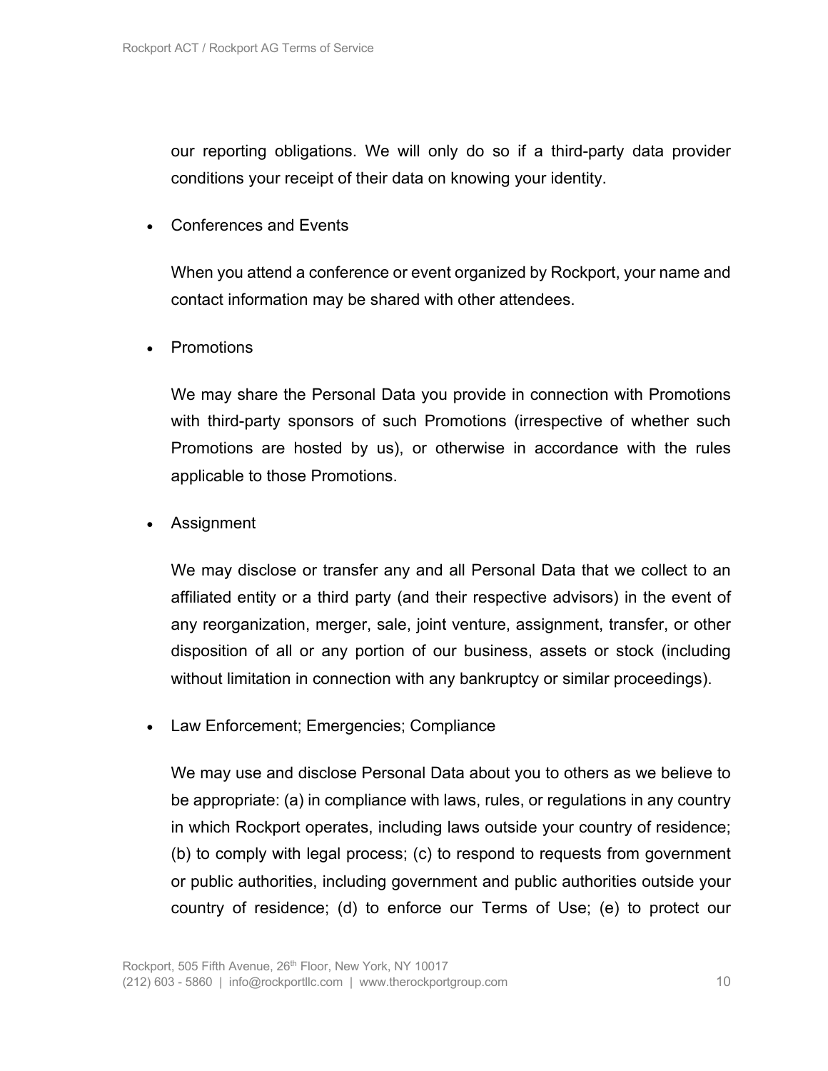our reporting obligations. We will only do so if a third-party data provider conditions your receipt of their data on knowing your identity.

- Conferences and Events

  When you attend a conference or event organized by Rockport, your name and contact information may be shared with other attendees.

- Promotions

  We may share the Personal Data you provide in connection with Promotions with third-party sponsors of such Promotions (irrespective of whether such Promotions are hosted by us), or otherwise in accordance with the rules applicable to those Promotions.

- Assignment

  We may disclose or transfer any and all Personal Data that we collect to an affiliated entity or a third party (and their respective advisors) in the event of any reorganization, merger, sale, joint venture, assignment, transfer, or other disposition of all or any portion of our business, assets or stock (including without limitation in connection with any bankruptcy or similar proceedings).

- Law Enforcement; Emergencies; Compliance

  We may use and disclose Personal Data about you to others as we believe to be appropriate: (a) in compliance with laws, rules, or regulations in any country in which Rockport operates, including laws outside your country of residence; (b) to comply with legal process; (c) to respond to requests from government or public authorities, including government and public authorities outside your country of residence; (d) to enforce our Terms of Use; (e) to protect our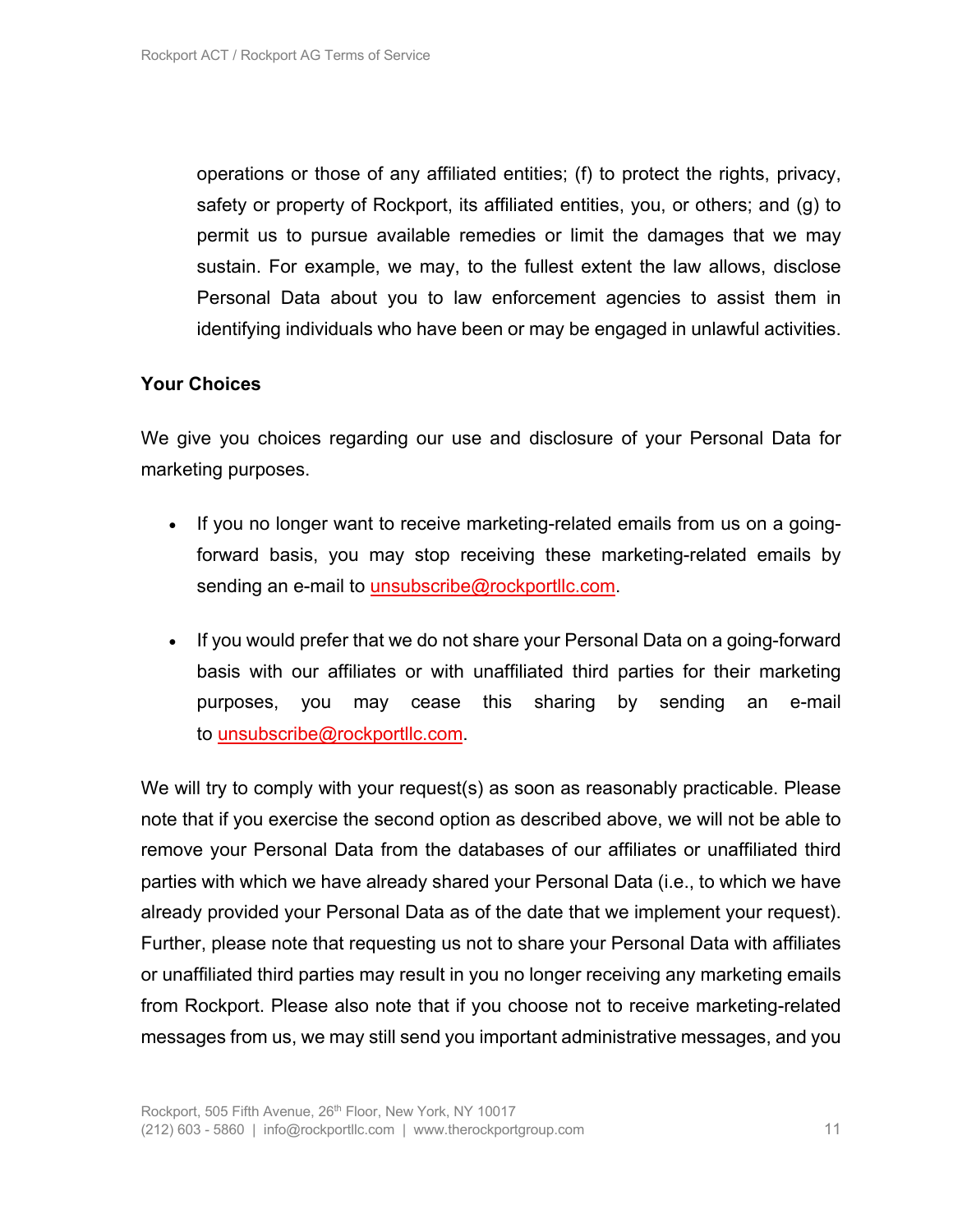operations or those of any affiliated entities; (f) to protect the rights, privacy, safety or property of Rockport, its affiliated entities, you, or others; and (g) to permit us to pursue available remedies or limit the damages that we may sustain. For example, we may, to the fullest extent the law allows, disclose Personal Data about you to law enforcement agencies to assist them in identifying individuals who have been or may be engaged in unlawful activities.

**Your Choices**

We give you choices regarding our use and disclosure of your Personal Data for marketing purposes.

- If you no longer want to receive marketing-related emails from us on a going-forward basis, you may stop receiving these marketing-related emails by sending an e-mail to unsubscribe@rockportllc.com.

- If you would prefer that we do not share your Personal Data on a going-forward basis with our affiliates or with unaffiliated third parties for their marketing purposes, you may cease this sharing by sending an e-mail to unsubscribe@rockportllc.com.

We will try to comply with your request(s) as soon as reasonably practicable. Please note that if you exercise the second option as described above, we will not be able to remove your Personal Data from the databases of our affiliates or unaffiliated third parties with which we have already shared your Personal Data (i.e., to which we have already provided your Personal Data as of the date that we implement your request). Further, please note that requesting us not to share your Personal Data with affiliates or unaffiliated third parties may result in you no longer receiving any marketing emails from Rockport. Please also note that if you choose not to receive marketing-related messages from us, we may still send you important administrative messages, and you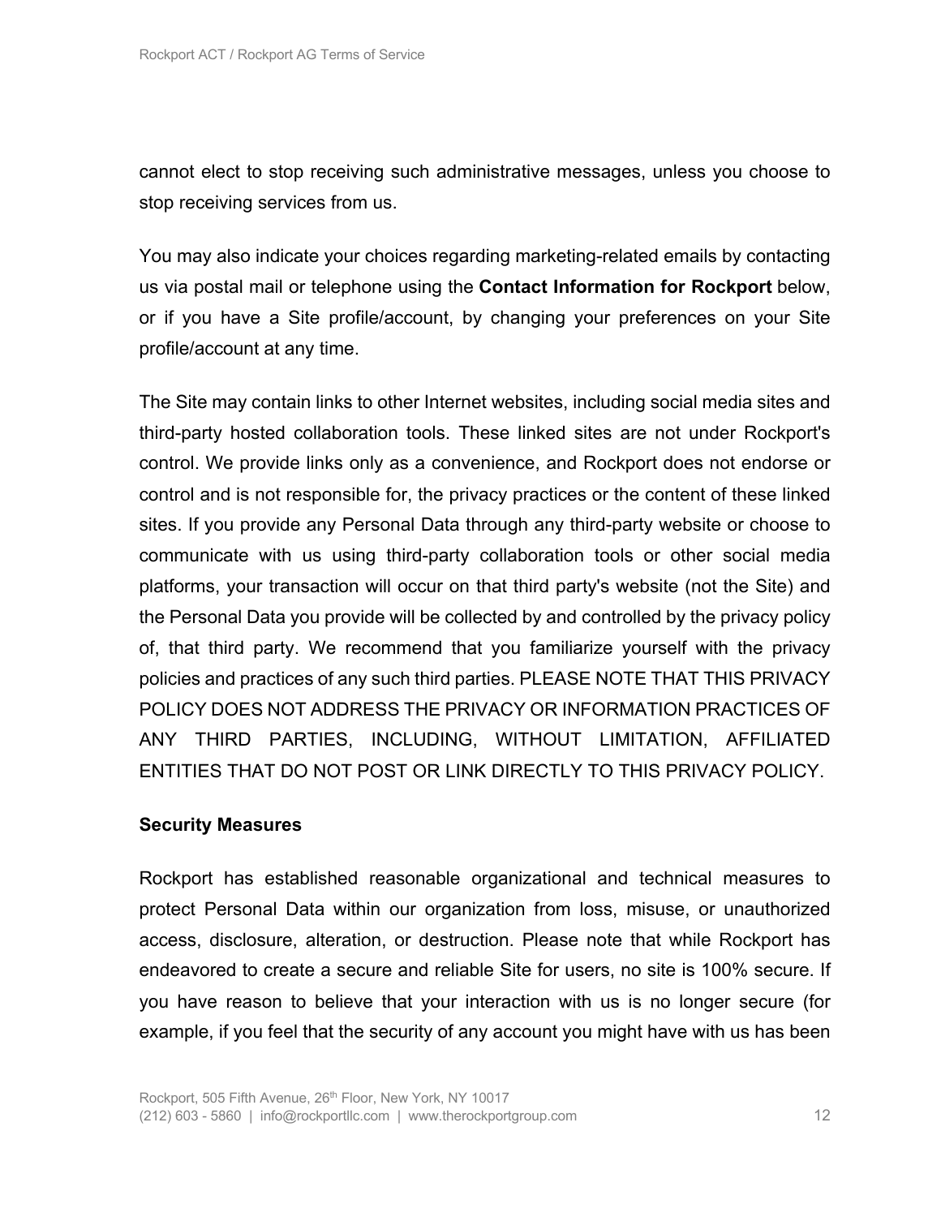cannot elect to stop receiving such administrative messages, unless you choose to stop receiving services from us.

You may also indicate your choices regarding marketing-related emails by contacting us via postal mail or telephone using the **Contact Information for Rockport** below, or if you have a Site profile/account, by changing your preferences on your Site profile/account at any time.

The Site may contain links to other Internet websites, including social media sites and third-party hosted collaboration tools. These linked sites are not under Rockport's control. We provide links only as a convenience, and Rockport does not endorse or control and is not responsible for, the privacy practices or the content of these linked sites. If you provide any Personal Data through any third-party website or choose to communicate with us using third-party collaboration tools or other social media platforms, your transaction will occur on that third party's website (not the Site) and the Personal Data you provide will be collected by and controlled by the privacy policy of, that third party. We recommend that you familiarize yourself with the privacy policies and practices of any such third parties. PLEASE NOTE THAT THIS PRIVACY POLICY DOES NOT ADDRESS THE PRIVACY OR INFORMATION PRACTICES OF ANY THIRD PARTIES, INCLUDING, WITHOUT LIMITATION, AFFILIATED ENTITIES THAT DO NOT POST OR LINK DIRECTLY TO THIS PRIVACY POLICY.

**Security Measures**

Rockport has established reasonable organizational and technical measures to protect Personal Data within our organization from loss, misuse, or unauthorized access, disclosure, alteration, or destruction. Please note that while Rockport has endeavored to create a secure and reliable Site for users, no site is 100% secure. If you have reason to believe that your interaction with us is no longer secure (for example, if you feel that the security of any account you might have with us has been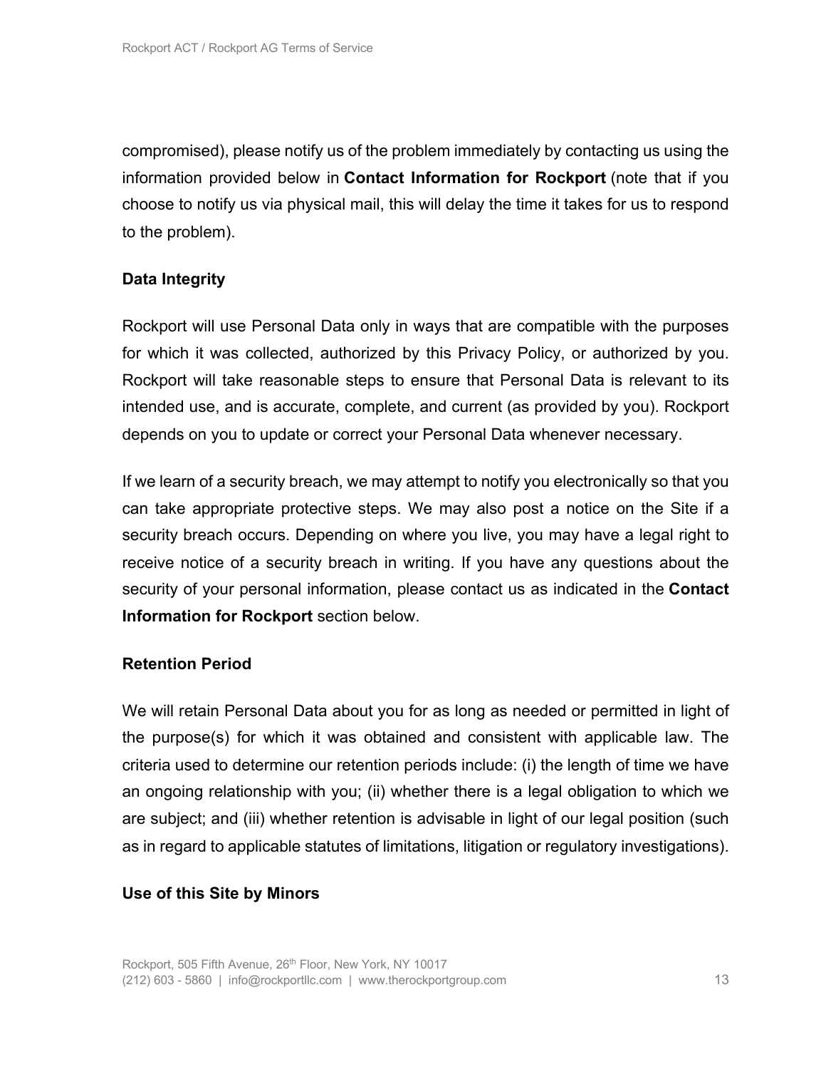compromised), please notify us of the problem immediately by contacting us using the information provided below in **Contact Information for Rockport** (note that if you choose to notify us via physical mail, this will delay the time it takes for us to respond to the problem).

**Data Integrity**

Rockport will use Personal Data only in ways that are compatible with the purposes for which it was collected, authorized by this Privacy Policy, or authorized by you. Rockport will take reasonable steps to ensure that Personal Data is relevant to its intended use, and is accurate, complete, and current (as provided by you). Rockport depends on you to update or correct your Personal Data whenever necessary.

If we learn of a security breach, we may attempt to notify you electronically so that you can take appropriate protective steps. We may also post a notice on the Site if a security breach occurs. Depending on where you live, you may have a legal right to receive notice of a security breach in writing. If you have any questions about the security of your personal information, please contact us as indicated in the **Contact Information for Rockport** section below.

**Retention Period**

We will retain Personal Data about you for as long as needed or permitted in light of the purpose(s) for which it was obtained and consistent with applicable law. The criteria used to determine our retention periods include: (i) the length of time we have an ongoing relationship with you; (ii) whether there is a legal obligation to which we are subject; and (iii) whether retention is advisable in light of our legal position (such as in regard to applicable statutes of limitations, litigation or regulatory investigations).

**Use of this Site by Minors**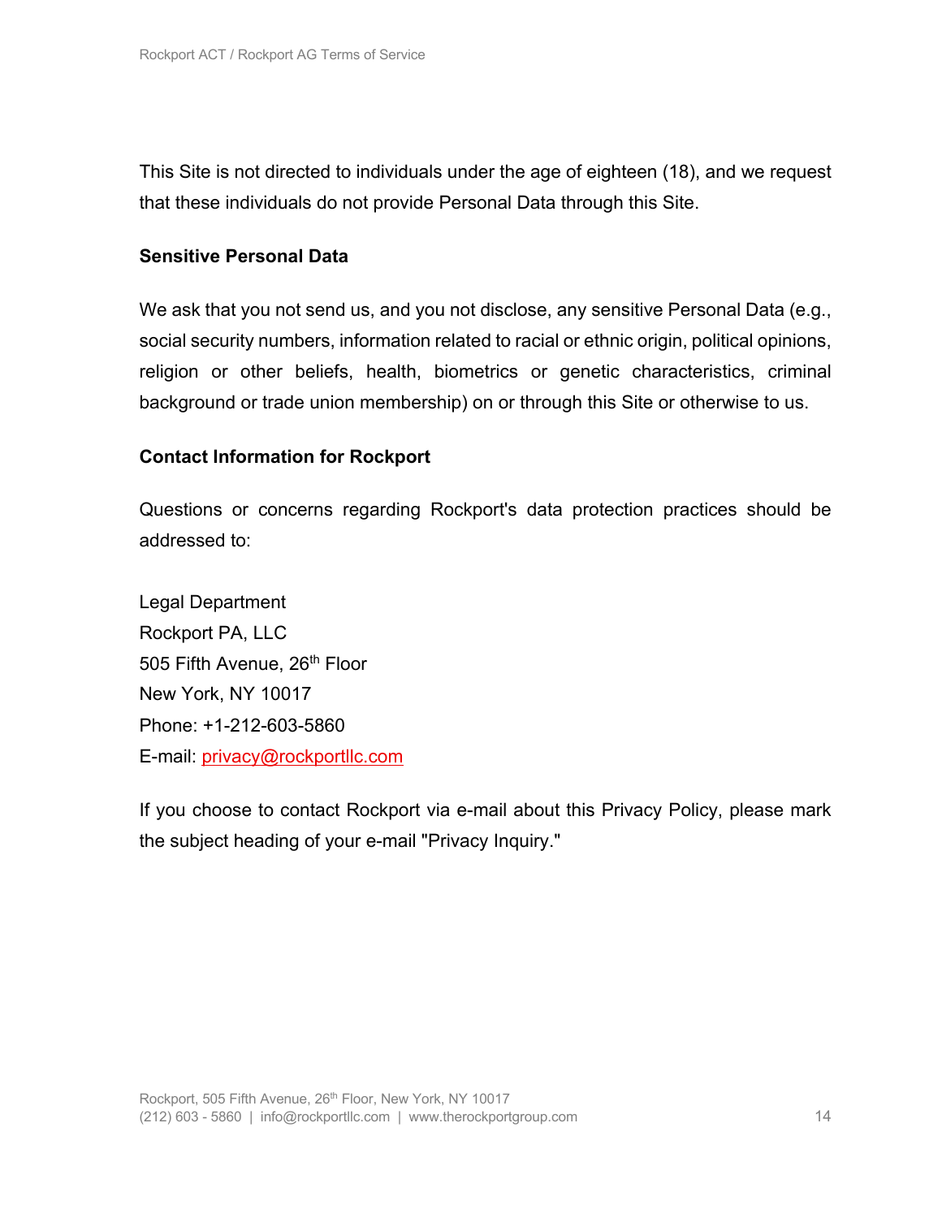This Site is not directed to individuals under the age of eighteen (18), and we request that these individuals do not provide Personal Data through this Site.

**Sensitive Personal Data**

We ask that you not send us, and you not disclose, any sensitive Personal Data (e.g., social security numbers, information related to racial or ethnic origin, political opinions, religion or other beliefs, health, biometrics or genetic characteristics, criminal background or trade union membership) on or through this Site or otherwise to us.

**Contact Information for Rockport**

Questions or concerns regarding Rockport's data protection practices should be addressed to:

Legal Department
Rockport PA, LLC
505 Fifth Avenue, 26th Floor
New York, NY 10017
Phone: +1-212-603-5860
E-mail: privacy@rockportllc.com

If you choose to contact Rockport via e-mail about this Privacy Policy, please mark the subject heading of your e-mail "Privacy Inquiry."